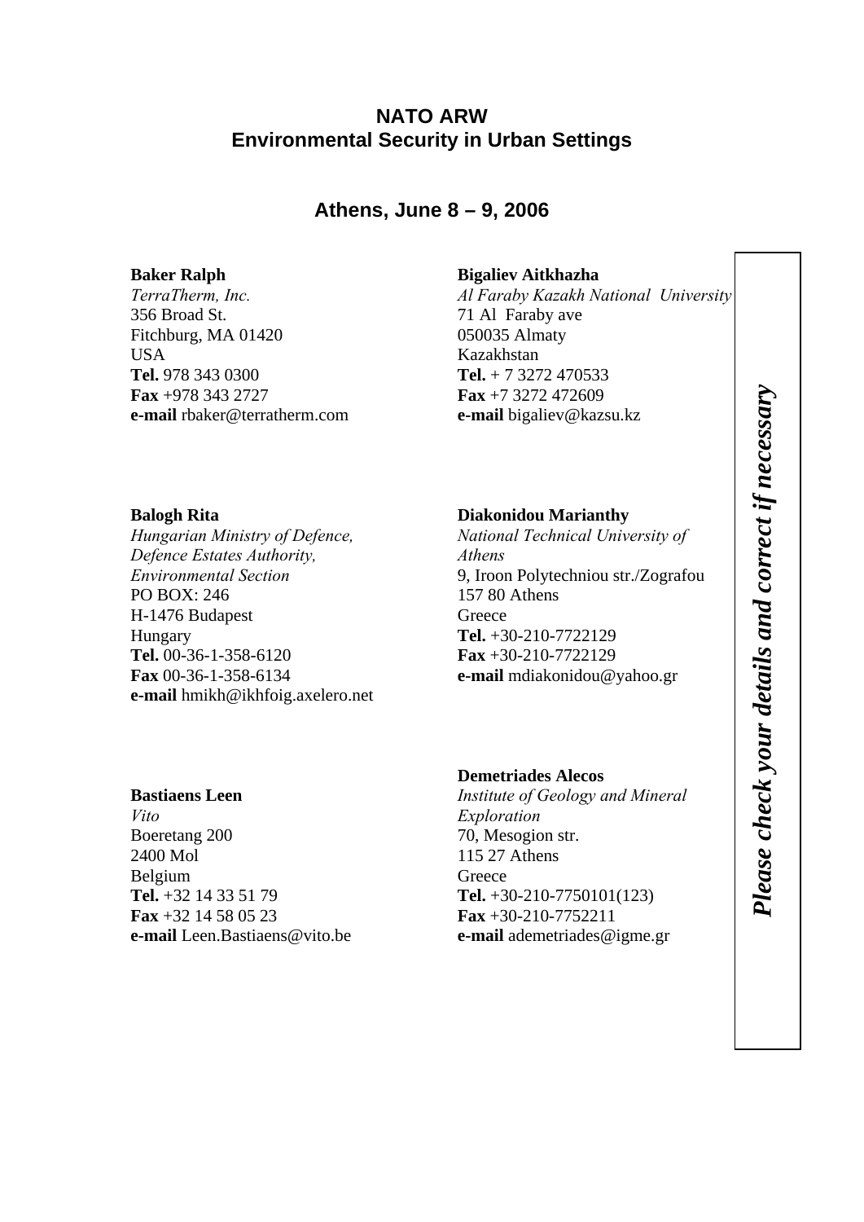# NATO ARW
# Environmental Security in Urban Settings

## Athens, June 8 – 9, 2006

**Baker Ralph**
*TerraTherm, Inc.*
356 Broad St.
Fitchburg, MA 01420
USA
**Tel.** 978 343 0300
**Fax** +978 343 2727
**e-mail** rbaker@terratherm.com

**Balogh Rita**
*Hungarian Ministry of Defence, Defence Estates Authority, Environmental Section*
PO BOX: 246
H-1476 Budapest
Hungary
**Tel.** 00-36-1-358-6120
**Fax** 00-36-1-358-6134
**e-mail** hmikh@ikhfoig.axelero.net

**Bastiaens Leen**
*Vito*
Boeretang 200
2400 Mol
Belgium
**Tel.** +32 14 33 51 79
**Fax** +32 14 58 05 23
**e-mail** Leen.Bastiaens@vito.be

**Bigaliev Aitkhazha**
*Al Faraby Kazakh National University*
71 Al Faraby ave
050035 Almaty
Kazakhstan
**Tel.** + 7 3272 470533
**Fax** +7 3272 472609
**e-mail** bigaliev@kazsu.kz

**Diakonidou Marianthy**
*National Technical University of Athens*
9, Iroon Polytechniou str./Zografou
157 80 Athens
Greece
**Tel.** +30-210-7722129
**Fax** +30-210-7722129
**e-mail** mdiakonidou@yahoo.gr

**Demetriades Alecos**
*Institute of Geology and Mineral Exploration*
70, Mesogion str.
115 27 Athens
Greece
**Tel.** +30-210-7750101(123)
**Fax** +30-210-7752211
**e-mail** ademetriades@igme.gr

***Please check your details and correct if necessary***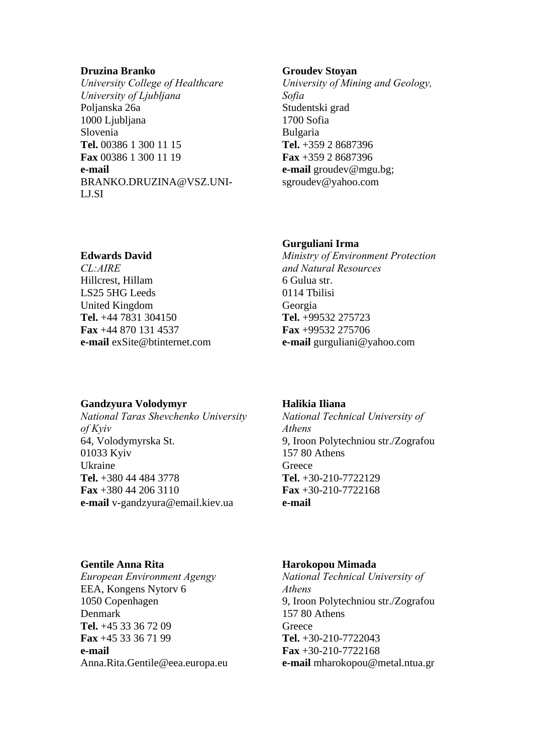**Druzina Branko**
*University College of Healthcare*
*University of Ljubljana*
Poljanska 26a
1000 Ljubljana
Slovenia
**Tel.** 00386 1 300 11 15
**Fax** 00386 1 300 11 19
**e-mail** BRANKO.DRUZINA@VSZ.UNI-LJ.SI

**Edwards David**
*CL:AIRE*
Hillcrest, Hillam
LS25 5HG Leeds
United Kingdom
**Tel.** +44 7831 304150
**Fax** +44 870 131 4537
**e-mail** exSite@btinternet.com

**Gandzyura Volodymyr**
*National Taras Shevchenko University of Kyiv*
64, Volodymyrska St.
01033 Kyiv
Ukraine
**Tel.** +380 44 484 3778
**Fax** +380 44 206 3110
**e-mail** v-gandzyura@email.kiev.ua

**Gentile Anna Rita**
*European Environment Agengy*
EEA, Kongens Nytorv 6
1050 Copenhagen
Denmark
**Tel.** +45 33 36 72 09
**Fax** +45 33 36 71 99
**e-mail** Anna.Rita.Gentile@eea.europa.eu

**Groudev Stoyan**
*University of Mining and Geology, Sofia*
Studentski grad
1700 Sofia
Bulgaria
**Tel.** +359 2 8687396
**Fax** +359 2 8687396
**e-mail** groudev@mgu.bg; sgroudev@yahoo.com

**Gurguliani Irma**
*Ministry of Environment Protection and Natural Resources*
6 Gulua str.
0114 Tbilisi
Georgia
**Tel.** +99532 275723
**Fax** +99532 275706
**e-mail** gurguliani@yahoo.com

**Halikia Iliana**
*National Technical University of Athens*
9, Iroon Polytechniou str./Zografou
157 80 Athens
Greece
**Tel.** +30-210-7722129
**Fax** +30-210-7722168
**e-mail**

**Harokopou Mimada**
*National Technical University of Athens*
9, Iroon Polytechniou str./Zografou
157 80 Athens
Greece
**Tel.** +30-210-7722043
**Fax** +30-210-7722168
**e-mail** mharokopou@metal.ntua.gr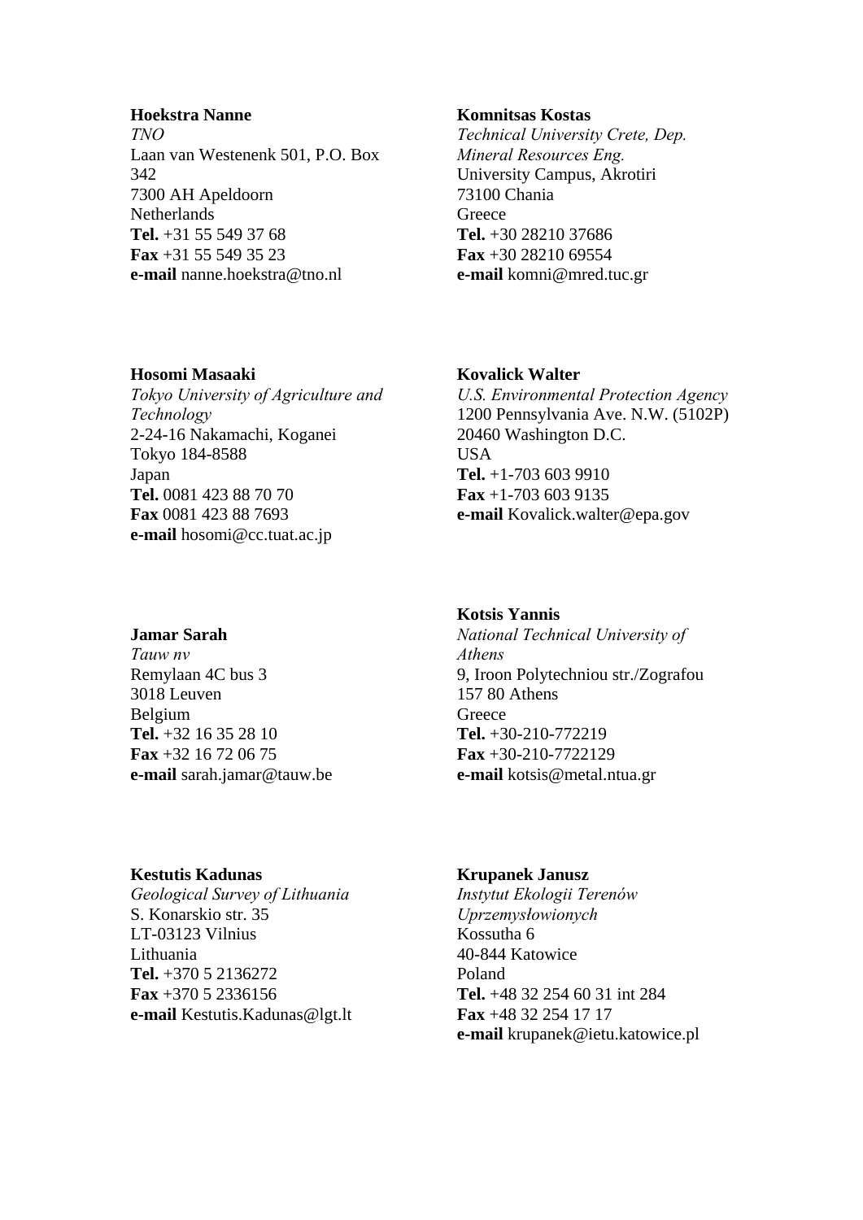**Hoekstra Nanne**
*TNO*
Laan van Westenenk 501, P.O. Box 342
7300 AH Apeldoorn
Netherlands
**Tel.** +31 55 549 37 68
**Fax** +31 55 549 35 23
**e-mail** nanne.hoekstra@tno.nl

**Komnitsas Kostas**
*Technical University Crete, Dep. Mineral Resources Eng.*
University Campus, Akrotiri
73100 Chania
Greece
**Tel.** +30 28210 37686
**Fax** +30 28210 69554
**e-mail** komni@mred.tuc.gr

**Hosomi Masaaki**
*Tokyo University of Agriculture and Technology*
2-24-16 Nakamachi, Koganei
Tokyo 184-8588
Japan
**Tel.** 0081 423 88 70 70
**Fax** 0081 423 88 7693
**e-mail** hosomi@cc.tuat.ac.jp

**Kovalick Walter**
*U.S. Environmental Protection Agency*
1200 Pennsylvania Ave. N.W. (5102P)
20460 Washington D.C.
USA
**Tel.** +1-703 603 9910
**Fax** +1-703 603 9135
**e-mail** Kovalick.walter@epa.gov

**Jamar Sarah**
*Tauw nv*
Remylaan 4C bus 3
3018 Leuven
Belgium
**Tel.** +32 16 35 28 10
**Fax** +32 16 72 06 75
**e-mail** sarah.jamar@tauw.be

**Kotsis Yannis**
*National Technical University of Athens*
9, Iroon Polytechniou str./Zografou
157 80 Athens
Greece
**Tel.** +30-210-772219
**Fax** +30-210-7722129
**e-mail** kotsis@metal.ntua.gr

**Kestutis Kadunas**
*Geological Survey of Lithuania*
S. Konarskio str. 35
LT-03123 Vilnius
Lithuania
**Tel.** +370 5 2136272
**Fax** +370 5 2336156
**e-mail** Kestutis.Kadunas@lgt.lt

**Krupanek Janusz**
*Instytut Ekologii Terenów Uprzemysłowionych*
Kossutha 6
40-844 Katowice
Poland
**Tel.** +48 32 254 60 31 int 284
**Fax** +48 32 254 17 17
**e-mail** krupanek@ietu.katowice.pl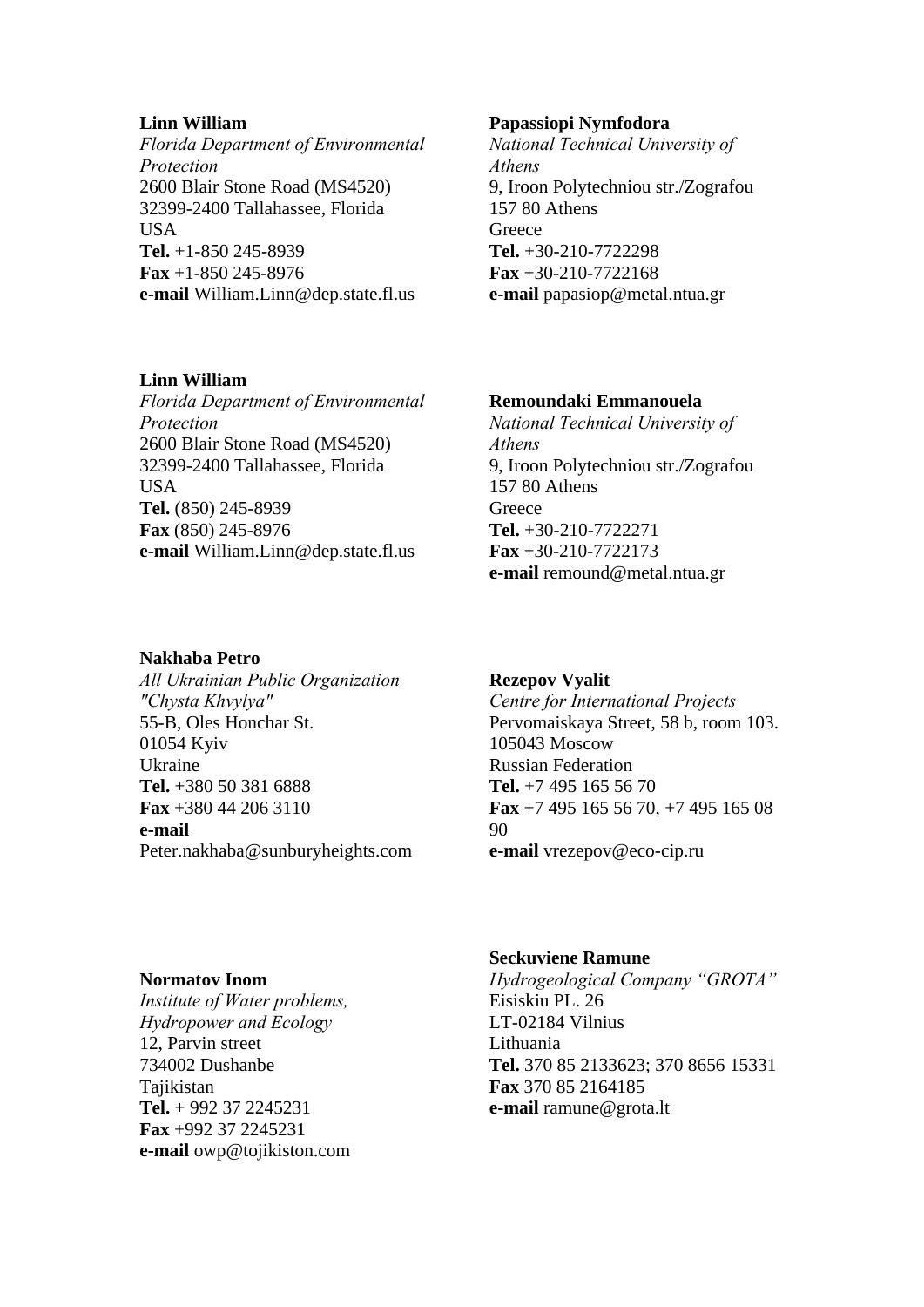**Linn William**
*Florida Department of Environmental Protection*
2600 Blair Stone Road (MS4520)
32399-2400 Tallahassee, Florida
USA
**Tel.** +1-850 245-8939
**Fax** +1-850 245-8976
**e-mail** William.Linn@dep.state.fl.us

**Linn William**
*Florida Department of Environmental Protection*
2600 Blair Stone Road (MS4520)
32399-2400 Tallahassee, Florida
USA
**Tel.** (850) 245-8939
**Fax** (850) 245-8976
**e-mail** William.Linn@dep.state.fl.us

**Nakhaba Petro**
*All Ukrainian Public Organization "Chysta Khvylya"*
55-B, Oles Honchar St.
01054 Kyiv
Ukraine
**Tel.** +380 50 381 6888
**Fax** +380 44 206 3110
**e-mail** Peter.nakhaba@sunburyheights.com

**Normatov Inom**
*Institute of Water problems, Hydropower and Ecology*
12, Parvin street
734002 Dushanbe
Tajikistan
**Tel.** + 992 37 2245231
**Fax** +992 37 2245231
**e-mail** owp@tojikiston.com

**Papassiopi Nymfodora**
*National Technical University of Athens*
9, Iroon Polytechniou str./Zografou
157 80 Athens
Greece
**Tel.** +30-210-7722298
**Fax** +30-210-7722168
**e-mail** papasiop@metal.ntua.gr

**Remoundaki Emmanouela**
*National Technical University of Athens*
9, Iroon Polytechniou str./Zografou
157 80 Athens
Greece
**Tel.** +30-210-7722271
**Fax** +30-210-7722173
**e-mail** remound@metal.ntua.gr

**Rezepov Vyalit**
*Centre for International Projects*
Pervomaiskaya Street, 58 b, room 103.
105043 Moscow
Russian Federation
**Tel.** +7 495 165 56 70
**Fax** +7 495 165 56 70, +7 495 165 08 90
**e-mail** vrezepov@eco-cip.ru

**Seckuviene Ramune**
*Hydrogeological Company "GROTA"*
Eisiskiu PL. 26
LT-02184 Vilnius
Lithuania
**Tel.** 370 85 2133623; 370 8656 15331
**Fax** 370 85 2164185
**e-mail** ramune@grota.lt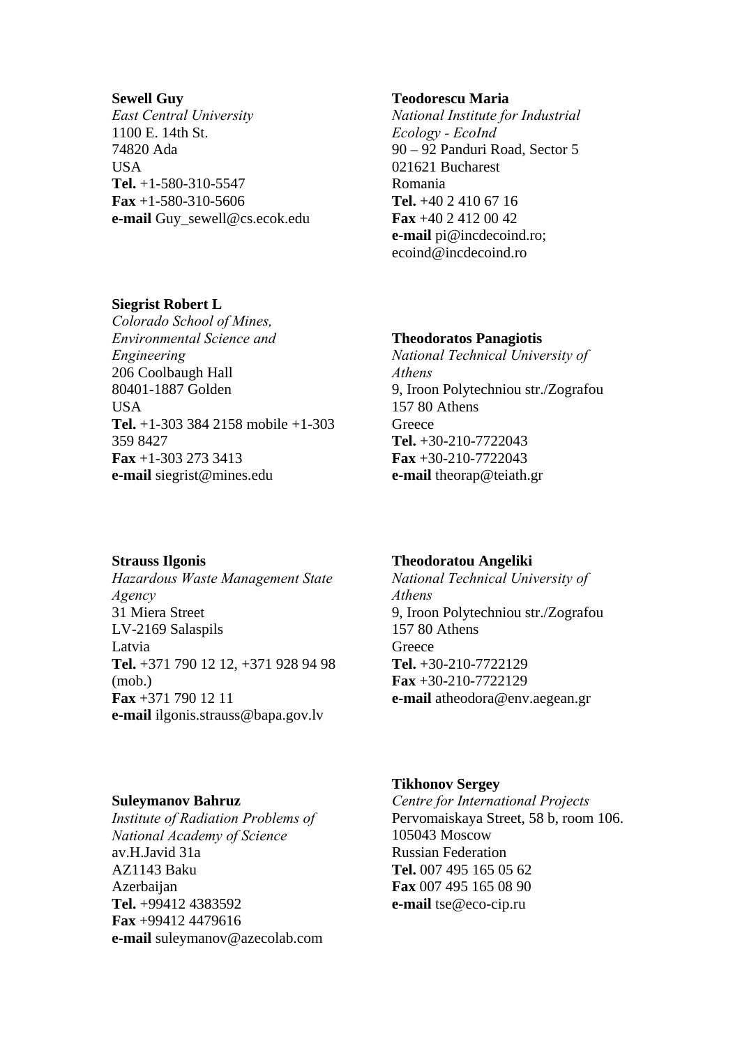**Sewell Guy**
*East Central University*
1100 E. 14th St.
74820 Ada
USA
**Tel.** +1-580-310-5547
**Fax** +1-580-310-5606
**e-mail** Guy_sewell@cs.ecok.edu

**Siegrist Robert L**
*Colorado School of Mines, Environmental Science and Engineering*
206 Coolbaugh Hall
80401-1887 Golden
USA
**Tel.** +1-303 384 2158 mobile +1-303 359 8427
**Fax** +1-303 273 3413
**e-mail** siegrist@mines.edu

**Strauss Ilgonis**
*Hazardous Waste Management State Agency*
31 Miera Street
LV-2169 Salaspils
Latvia
**Tel.** +371 790 12 12, +371 928 94 98 (mob.)
**Fax** +371 790 12 11
**e-mail** ilgonis.strauss@bapa.gov.lv

**Suleymanov Bahruz**
*Institute of Radiation Problems of National Academy of Science*
av.H.Javid 31a
AZ1143 Baku
Azerbaijan
**Tel.** +99412 4383592
**Fax** +99412 4479616
**e-mail** suleymanov@azecolab.com

**Teodorescu Maria**
*National Institute for Industrial Ecology - EcoInd*
90 – 92 Panduri Road, Sector 5
021621 Bucharest
Romania
**Tel.** +40 2 410 67 16
**Fax** +40 2 412 00 42
**e-mail** pi@incdecoind.ro; ecoind@incdecoind.ro

**Theodoratos Panagiotis**
*National Technical University of Athens*
9, Iroon Polytechniou str./Zografou
157 80 Athens
Greece
**Tel.** +30-210-7722043
**Fax** +30-210-7722043
**e-mail** theorap@teiath.gr

**Theodoratou Angeliki**
*National Technical University of Athens*
9, Iroon Polytechniou str./Zografou
157 80 Athens
Greece
**Tel.** +30-210-7722129
**Fax** +30-210-7722129
**e-mail** atheodora@env.aegean.gr

**Tikhonov Sergey**
*Centre for International Projects*
Pervomaiskaya Street, 58 b, room 106.
105043 Moscow
Russian Federation
**Tel.** 007 495 165 05 62
**Fax** 007 495 165 08 90
**e-mail** tse@eco-cip.ru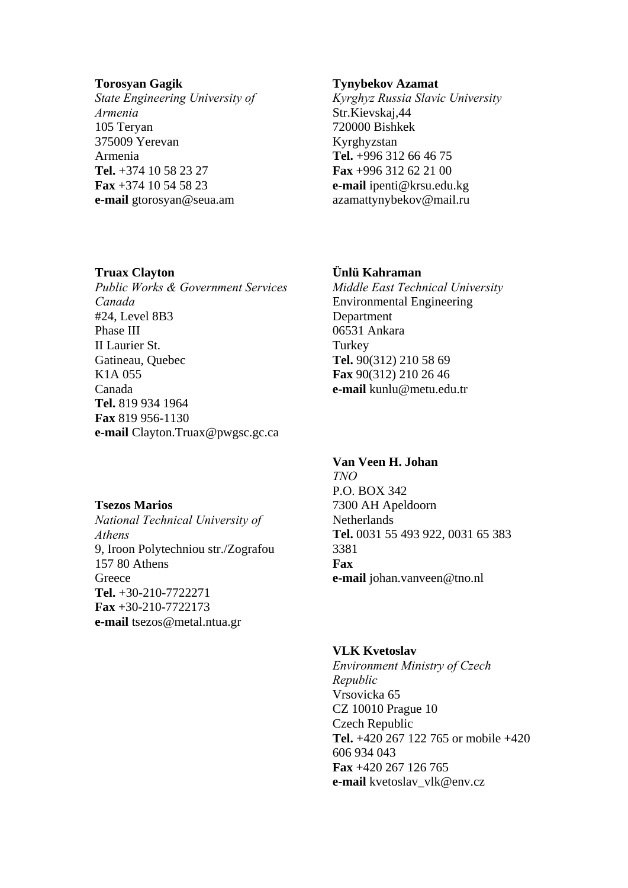**Torosyan Gagik**
*State Engineering University of Armenia*
105 Teryan
375009 Yerevan
Armenia
**Tel.** +374 10 58 23 27
**Fax** +374 10 54 58 23
**e-mail** gtorosyan@seua.am

**Truax Clayton**
*Public Works & Government Services Canada*
#24, Level 8B3
Phase III
II Laurier St.
Gatineau, Quebec
K1A 055
Canada
**Tel.** 819 934 1964
**Fax** 819 956-1130
**e-mail** Clayton.Truax@pwgsc.gc.ca

**Tsezos Marios**
*National Technical University of Athens*
9, Iroon Polytechniou str./Zografou
157 80 Athens
Greece
**Tel.** +30-210-7722271
**Fax** +30-210-7722173
**e-mail** tsezos@metal.ntua.gr

**Tynybekov Azamat**
*Kyrghyz Russia Slavic University*
Str.Kievskaj,44
720000 Bishkek
Kyrghyzstan
**Tel.** +996 312 66 46 75
**Fax** +996 312 62 21 00
**e-mail** ipenti@krsu.edu.kg
azamattynybekov@mail.ru

**Ünlü Kahraman**
*Middle East Technical University*
Environmental Engineering Department
06531 Ankara
Turkey
**Tel.** 90(312) 210 58 69
**Fax** 90(312) 210 26 46
**e-mail** kunlu@metu.edu.tr

**Van Veen H. Johan**
*TNO*
P.O. BOX 342
7300 AH Apeldoorn
Netherlands
**Tel.** 0031 55 493 922, 0031 65 383 3381
**Fax**
**e-mail** johan.vanveen@tno.nl

**VLK Kvetoslav**
*Environment Ministry of Czech Republic*
Vrsovicka 65
CZ 10010 Prague 10
Czech Republic
**Tel.** +420 267 122 765 or mobile +420 606 934 043
**Fax** +420 267 126 765
**e-mail** kvetoslav_vlk@env.cz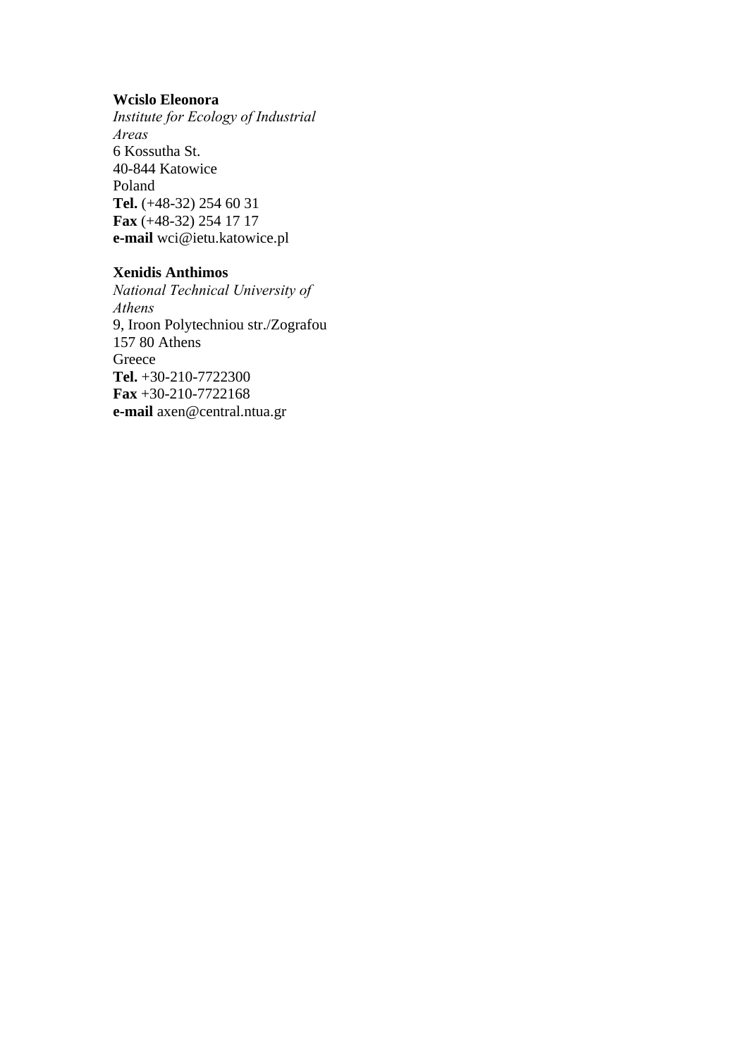**Wcislo Eleonora**
*Institute for Ecology of Industrial Areas*
6 Kossutha St.
40-844 Katowice
Poland
**Tel.** (+48-32) 254 60 31
**Fax** (+48-32) 254 17 17
**e-mail** wci@ietu.katowice.pl

**Xenidis Anthimos**
*National Technical University of Athens*
9, Iroon Polytechniou str./Zografou
157 80 Athens
Greece
**Tel.** +30-210-7722300
**Fax** +30-210-7722168
**e-mail** axen@central.ntua.gr